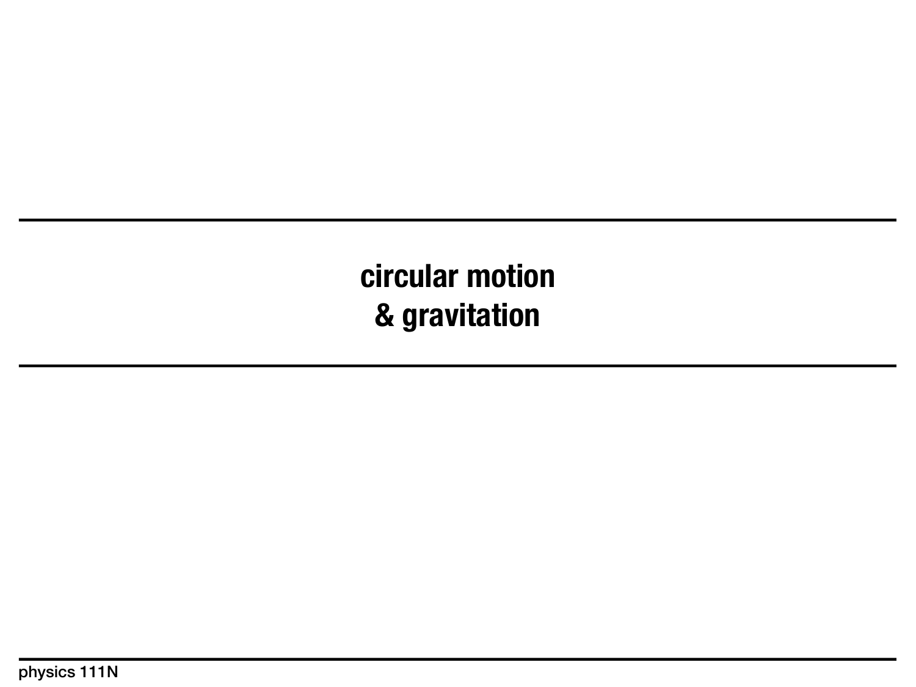# circular motion & gravitation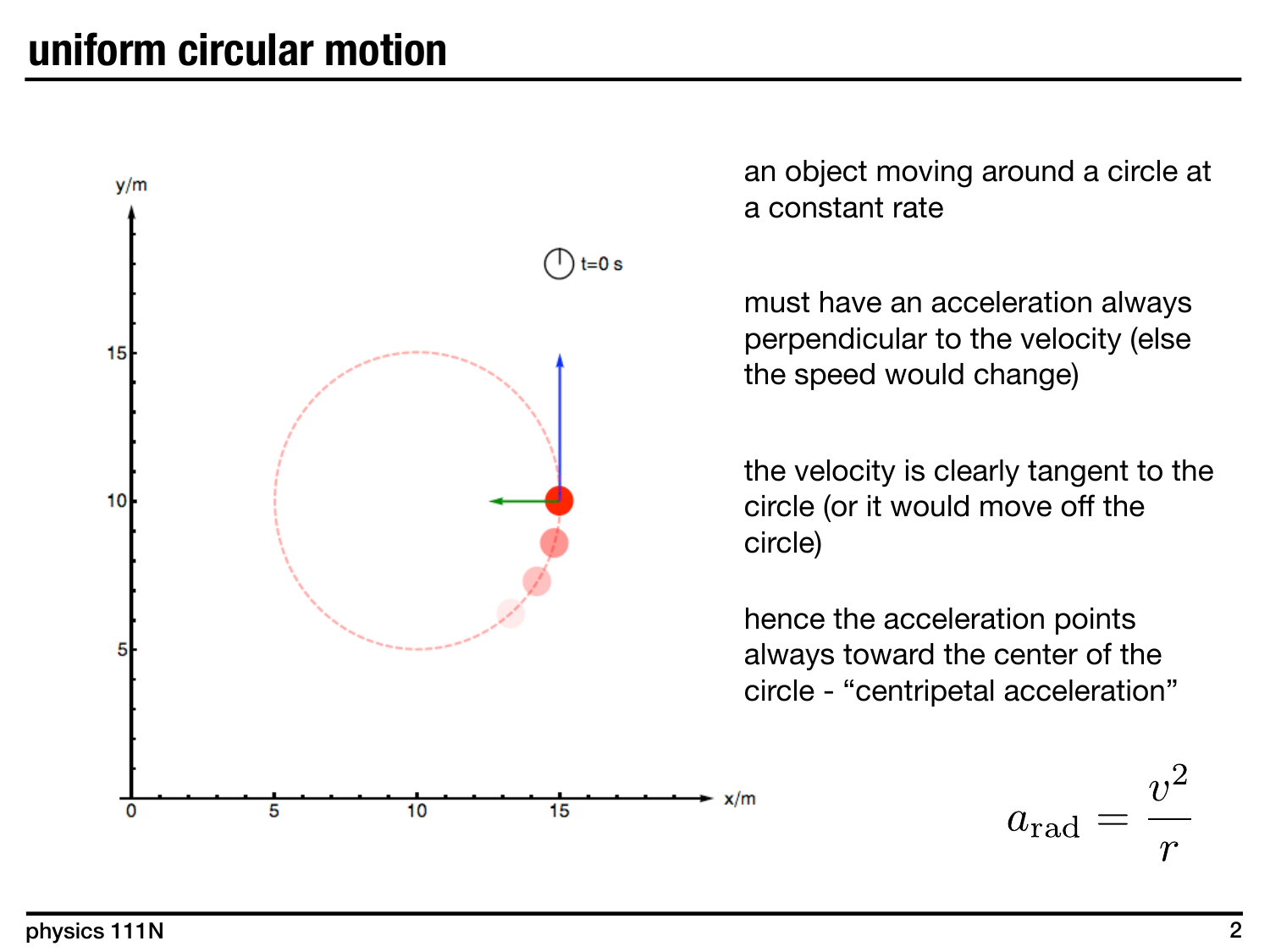# uniform circular motion

an object moving around a circle at a constant rate

must have an acceleration always perpendicular to the velocity (else the speed would change)

the velocity is clearly tangent to the circle (or it would move off the circle)

hence the acceleration points always toward the center of the circle - “centripetal acceleration”

$$a_{\text{rad}} = \frac{v^2}{r}$$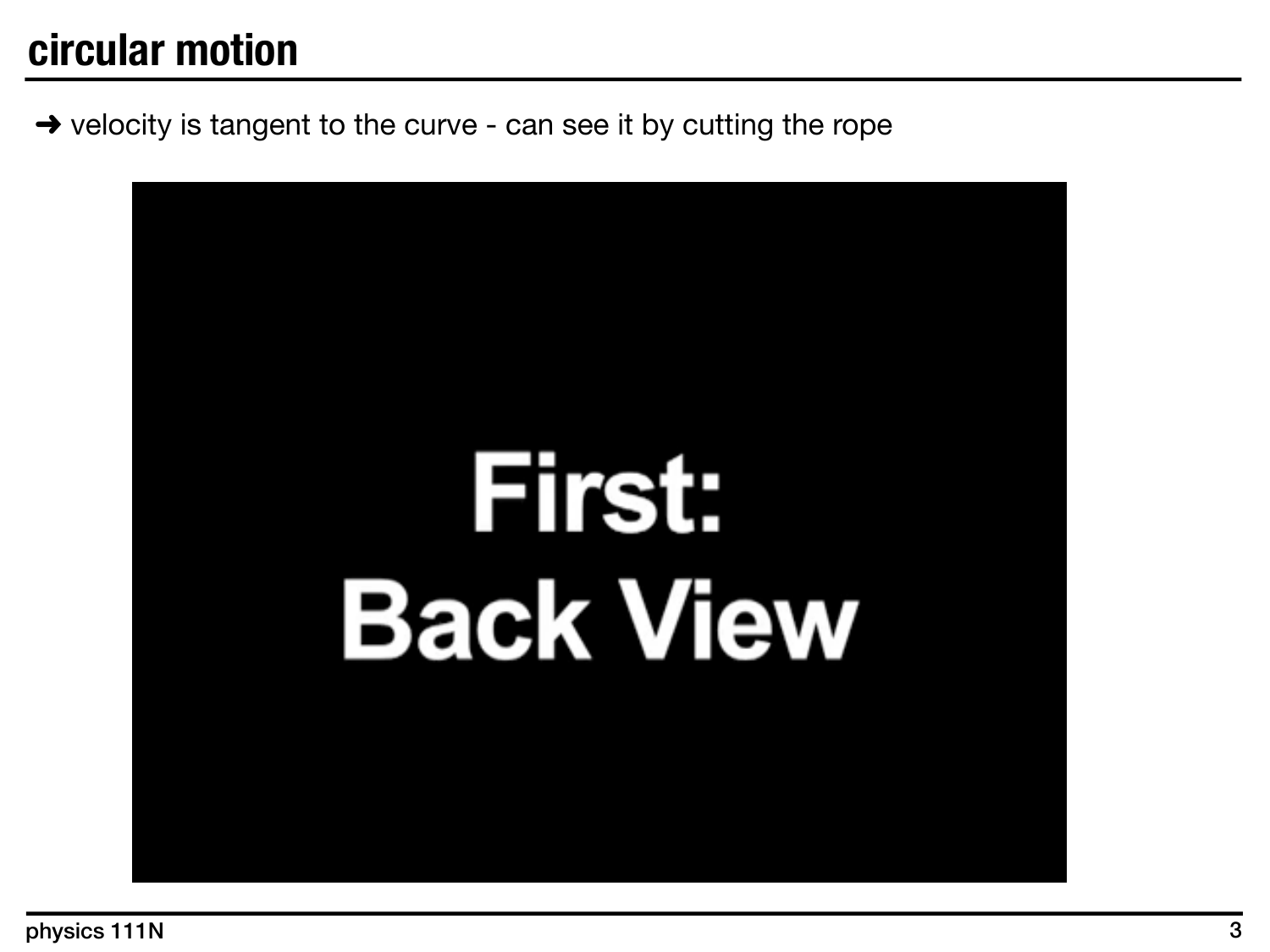# circular motion

➜ velocity is tangent to the curve - can see it by cutting the rope

First:
Back View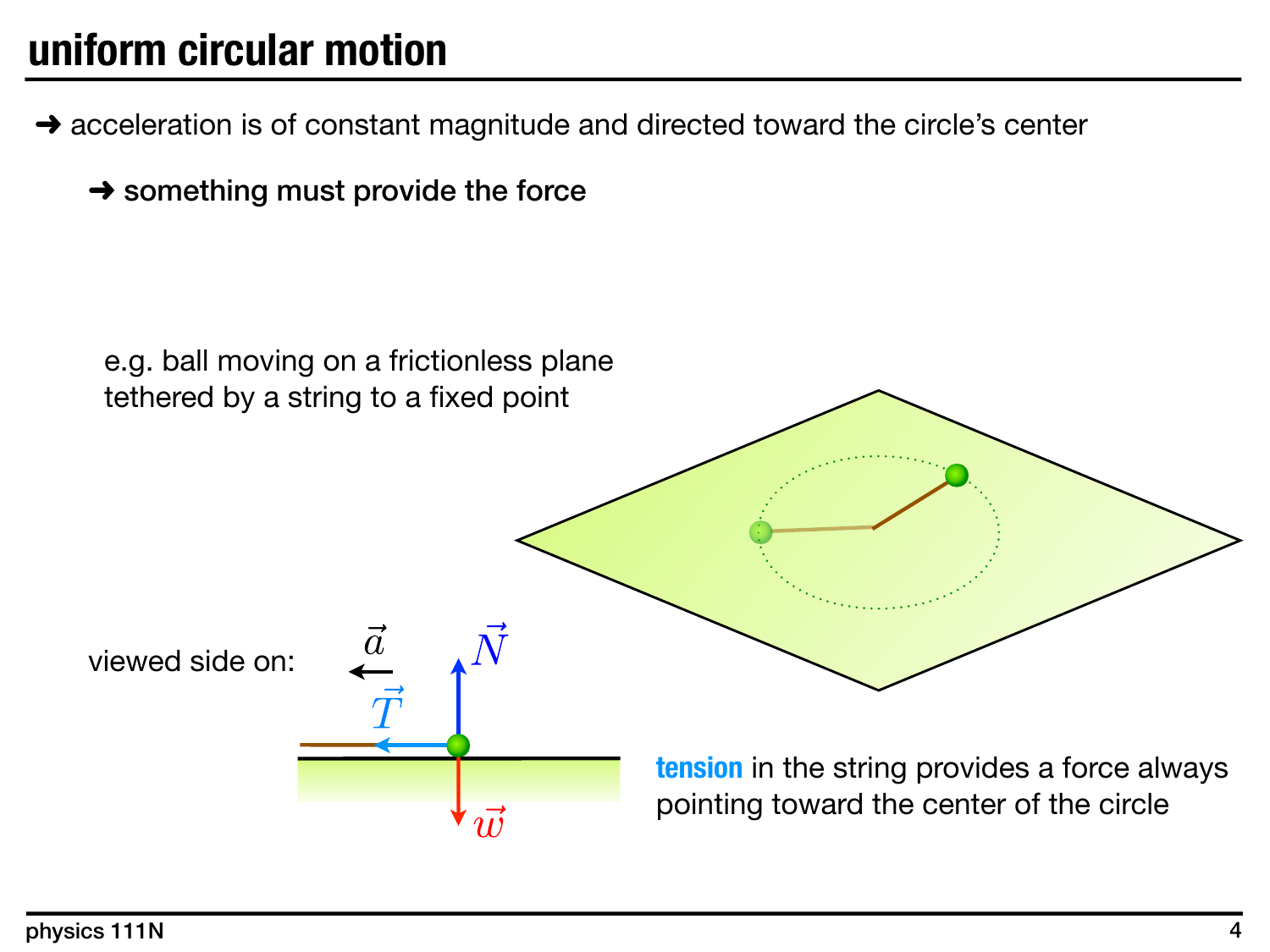# uniform circular motion

➜ acceleration is of constant magnitude and directed toward the circle's center

  ➜ **something must provide the force**

e.g. ball moving on a frictionless plane tethered by a string to a fixed point

viewed side on:

$\vec{a}$ $\vec{N}$ $\vec{T}$ $\vec{w}$

**tension** in the string provides a force always pointing toward the center of the circle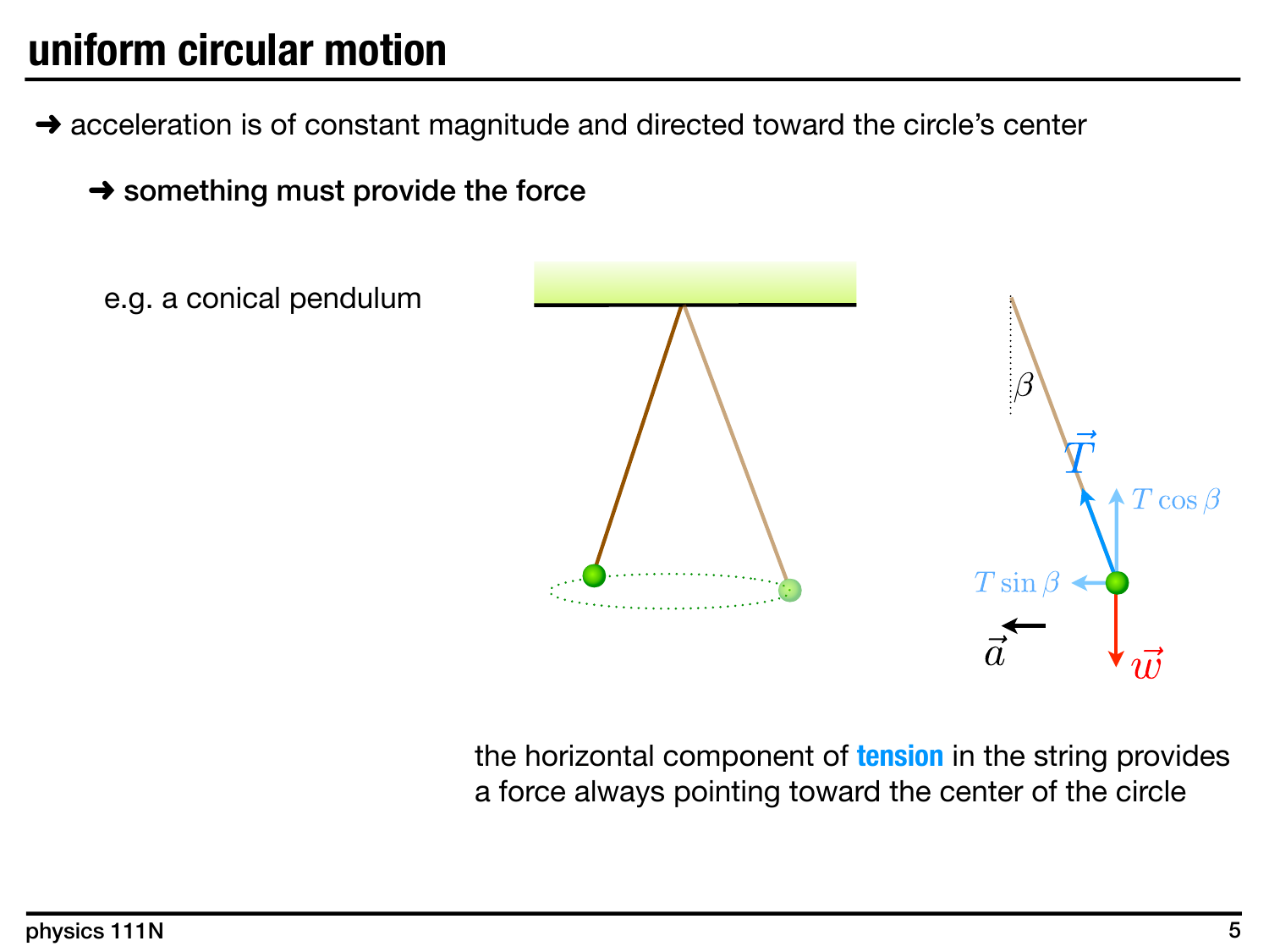# uniform circular motion

➜ acceleration is of constant magnitude and directed toward the circle's center

➜ **something must provide the force**

e.g. a conical pendulum

$\beta$

$\vec{T}$

$T\cos\beta$

$T\sin\beta$

$\vec{a}$

$\vec{w}$

the horizontal component of **tension** in the string provides a force always pointing toward the center of the circle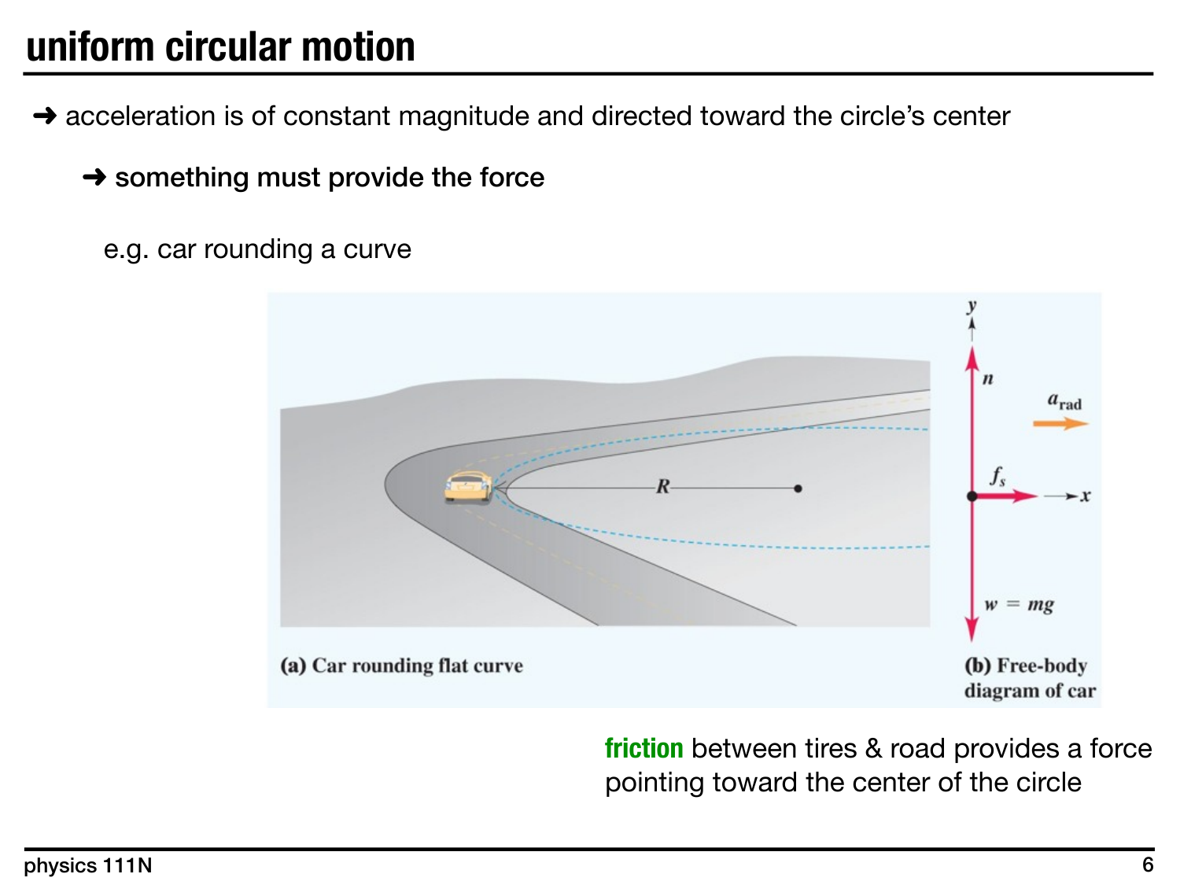# uniform circular motion

➜ acceleration is of constant magnitude and directed toward the circle's center

➜ **something must provide the force**

e.g. car rounding a curve

(a) Car rounding flat curve

(b) Free-body diagram of car

**friction** between tires & road provides a force pointing toward the center of the circle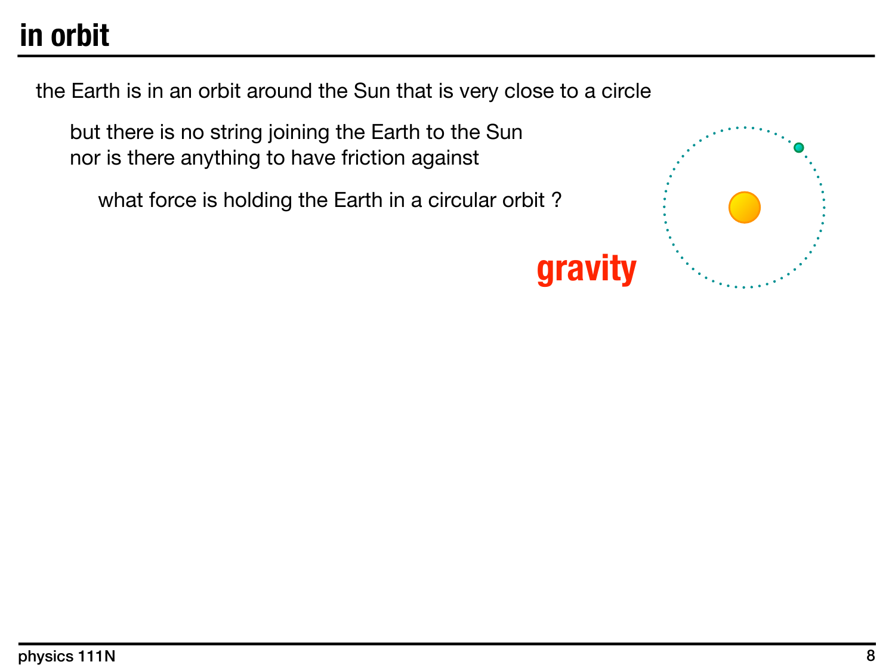# in orbit

the Earth is in an orbit around the Sun that is very close to a circle

- but there is no string joining the Earth to the Sun
  nor is there anything to have friction against
  - what force is holding the Earth in a circular orbit ?

**gravity**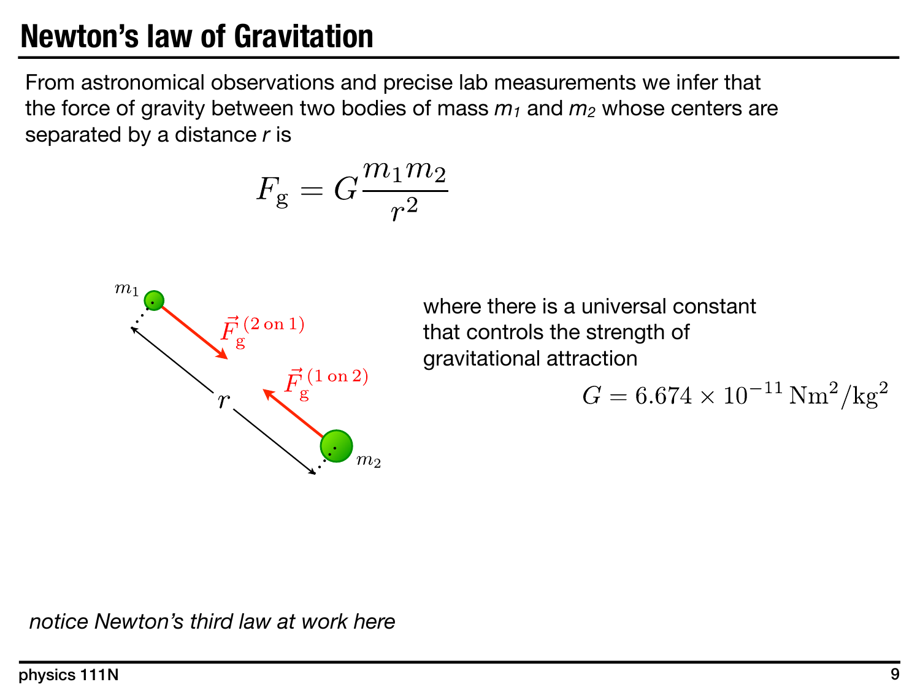# Newton's law of Gravitation

From astronomical observations and precise lab measurements we infer that the force of gravity between two bodies of mass $m_1$ and $m_2$ whose centers are separated by a distance $r$ is

$$F_{\mathrm{g}} = G\frac{m_1 m_2}{r^2}$$

where there is a universal constant that controls the strength of gravitational attraction

$$G = 6.674 \times 10^{-11}\,\mathrm{Nm^2/kg^2}$$

*notice Newton's third law at work here*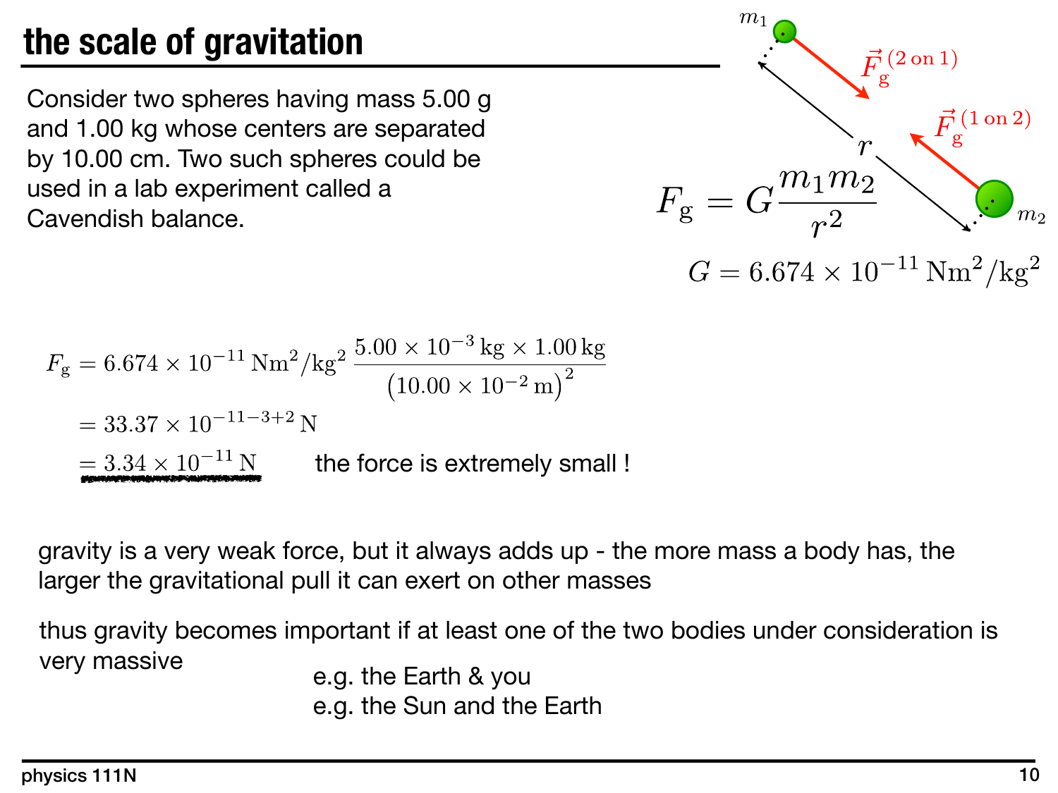# the scale of gravitation

Consider two spheres having mass 5.00 g and 1.00 kg whose centers are separated by 10.00 cm. Two such spheres could be used in a lab experiment called a Cavendish balance.

$m_1$, $m_2$, $r$, $\vec{F}_{\rm g}^{\,(2\,\rm on\,1)}$, $\vec{F}_{\rm g}^{\,(1\,\rm on\,2)}$

$$F_{\rm g} = G\frac{m_1 m_2}{r^2}$$

$$G = 6.674 \times 10^{-11}\,\mathrm{Nm^2/kg^2}$$

$$F_{\rm g} = 6.674 \times 10^{-11}\,\mathrm{Nm^2/kg^2}\,\frac{5.00 \times 10^{-3}\,\mathrm{kg} \times 1.00\,\mathrm{kg}}{\left(10.00 \times 10^{-2}\,\mathrm{m}\right)^2}$$

$$= 33.37 \times 10^{-11-3+2}\,\mathrm{N}$$

$$= 3.34 \times 10^{-11}\,\mathrm{N}$$

the force is extremely small !

gravity is a very weak force, but it always adds up - the more mass a body has, the larger the gravitational pull it can exert on other masses

thus gravity becomes important if at least one of the two bodies under consideration is very massive

e.g. the Earth & you
e.g. the Sun and the Earth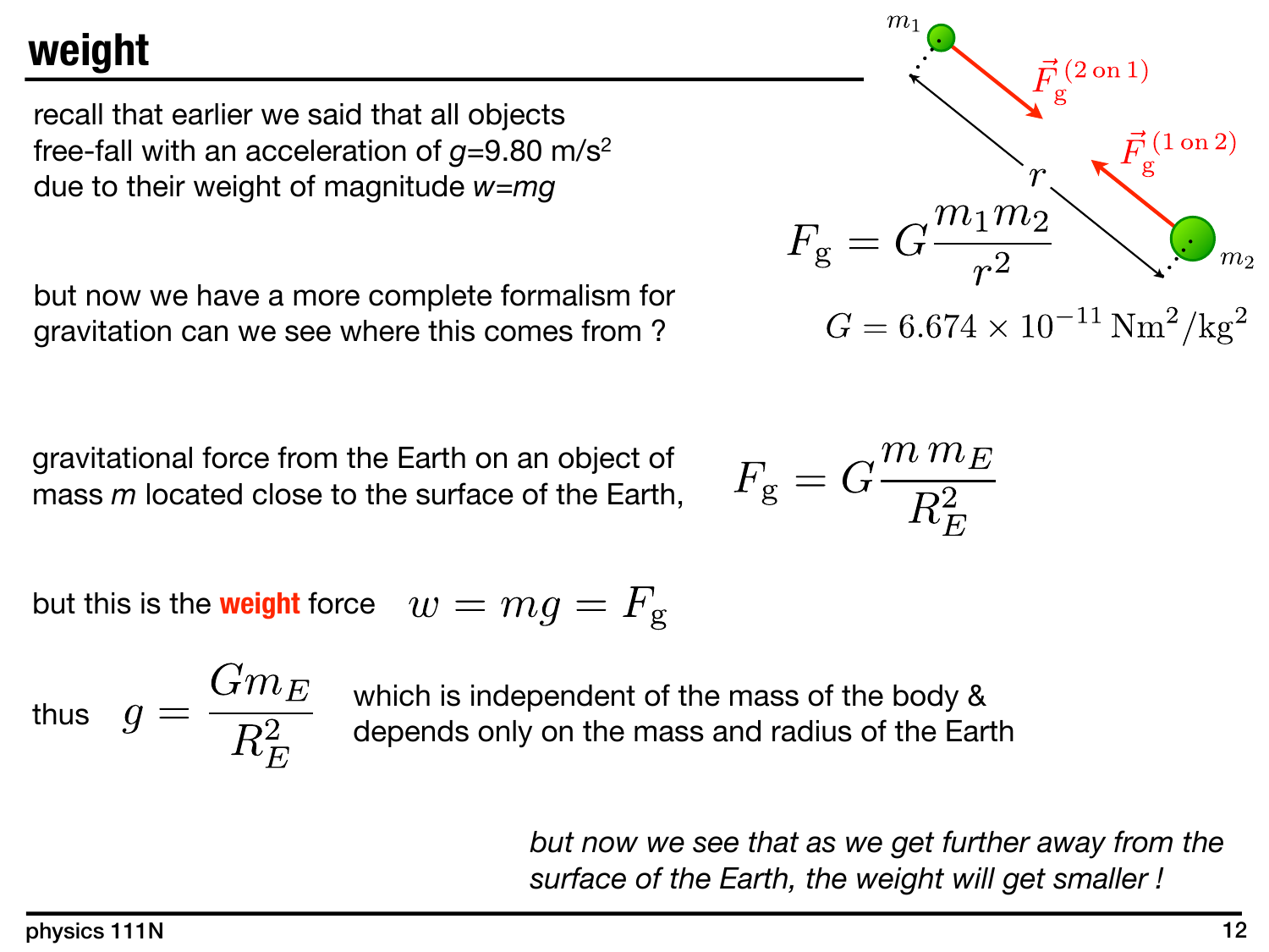# weight

recall that earlier we said that all objects free-fall with an acceleration of $g$=9.80 m/s$^2$ due to their weight of magnitude $w=mg$

$$F_{\rm g} = G\frac{m_1 m_2}{r^2}$$

$$G = 6.674 \times 10^{-11}\ {\rm Nm^2/kg^2}$$

but now we have a more complete formalism for gravitation can we see where this comes from ?

gravitational force from the Earth on an object of mass $m$ located close to the surface of the Earth,

$$F_{\rm g} = G\frac{m\, m_E}{R_E^2}$$

but this is the **weight** force $\quad w = mg = F_{\rm g}$

thus $\quad g = \dfrac{G m_E}{R_E^2}$ $\quad$ which is independent of the mass of the body & depends only on the mass and radius of the Earth

*but now we see that as we get further away from the surface of the Earth, the weight will get smaller !*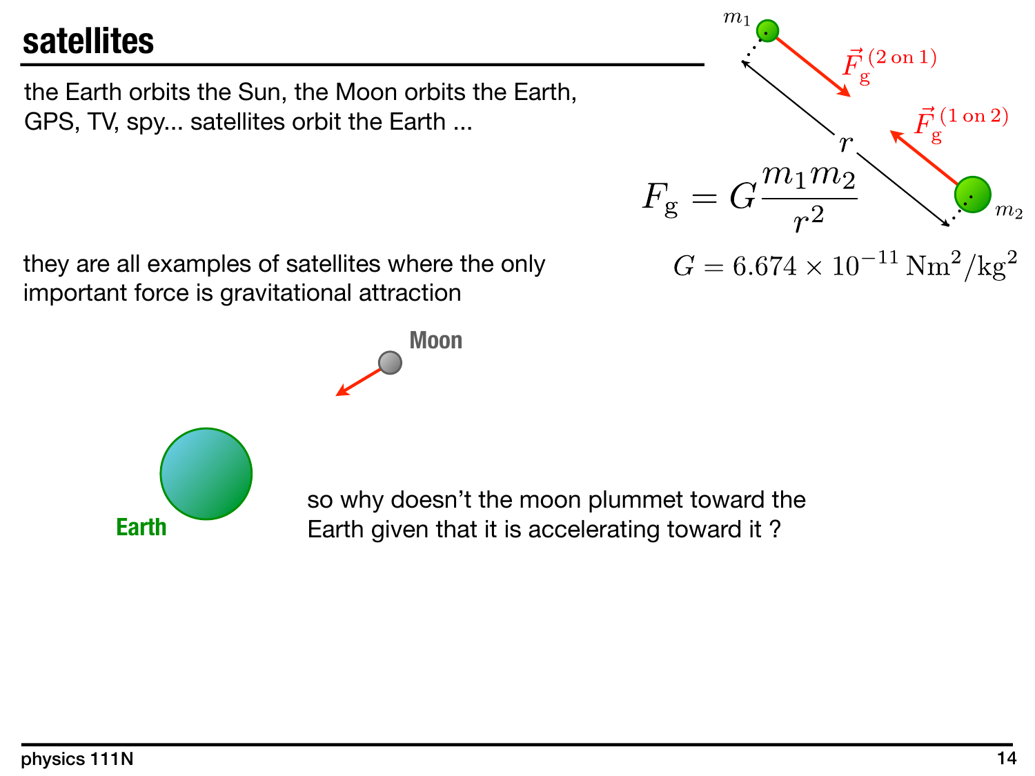# satellites

the Earth orbits the Sun, the Moon orbits the Earth, GPS, TV, spy... satellites orbit the Earth ...

$$F_g = G\frac{m_1 m_2}{r^2}$$

$$G = 6.674 \times 10^{-11}\ \mathrm{Nm^2/kg^2}$$

they are all examples of satellites where the only important force is gravitational attraction

Moon

Earth

so why doesn't the moon plummet toward the Earth given that it is accelerating toward it ?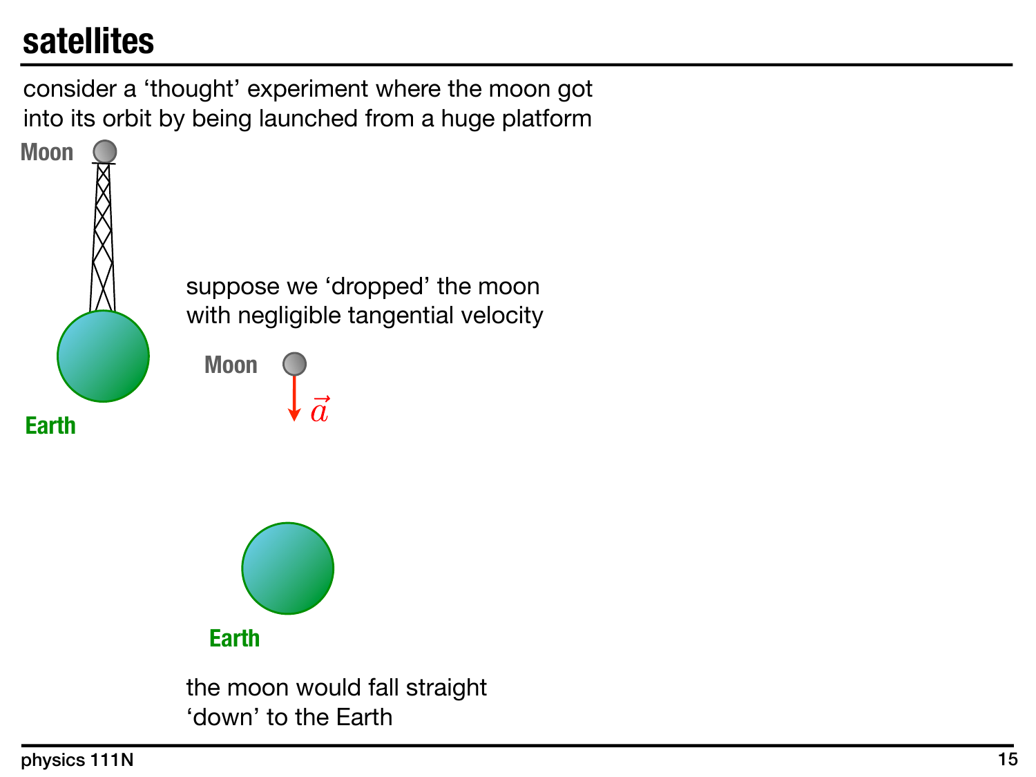# satellites

consider a ‘thought’ experiment where the moon got into its orbit by being launched from a huge platform

Moon

Earth

suppose we ‘dropped’ the moon with negligible tangential velocity

Moon

$\vec{a}$

Earth

the moon would fall straight ‘down’ to the Earth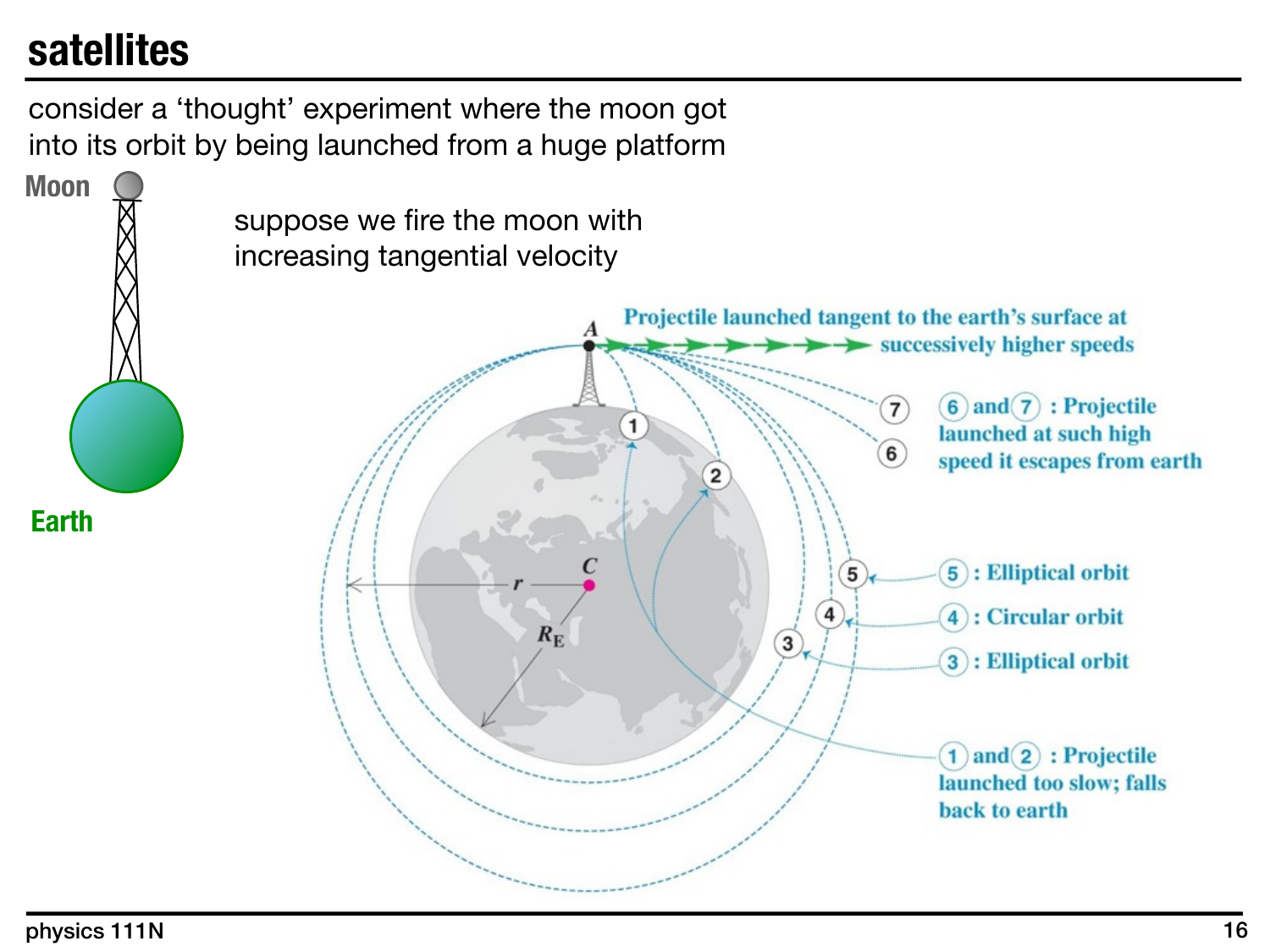# satellites

consider a 'thought' experiment where the moon got into its orbit by being launched from a huge platform

suppose we fire the moon with increasing tangential velocity

Projectile launched tangent to the earth's surface at successively higher speeds

(6) and (7) : Projectile launched at such high speed it escapes from earth

(5) : Elliptical orbit

(4) : Circular orbit

(3) : Elliptical orbit

(1) and (2) : Projectile launched too slow; falls back to earth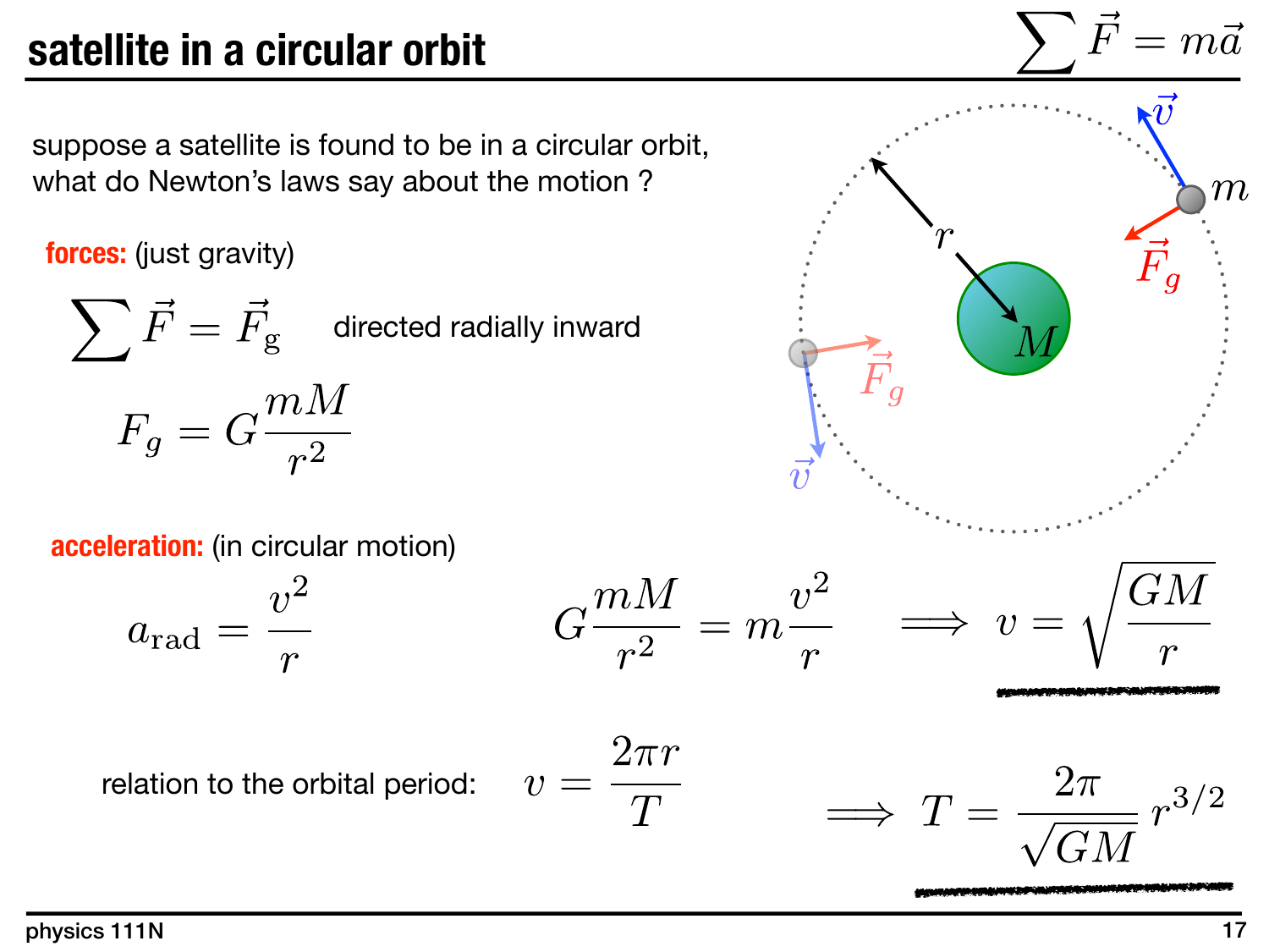# satellite in a circular orbit

$$\sum \vec{F} = m\vec{a}$$

suppose a satellite is found to be in a circular orbit, what do Newton's laws say about the motion ?

**forces:** (just gravity)

$$\sum \vec{F} = \vec{F}_{\rm g} \quad \text{directed radially inward}$$

$$F_g = G\frac{mM}{r^2}$$

**acceleration:** (in circular motion)

$$a_{\rm rad} = \frac{v^2}{r}$$

$$G\frac{mM}{r^2} = m\frac{v^2}{r} \implies v = \sqrt{\frac{GM}{r}}$$

relation to the orbital period: $v = \dfrac{2\pi r}{T}$

$$\implies T = \frac{2\pi}{\sqrt{GM}}\, r^{3/2}$$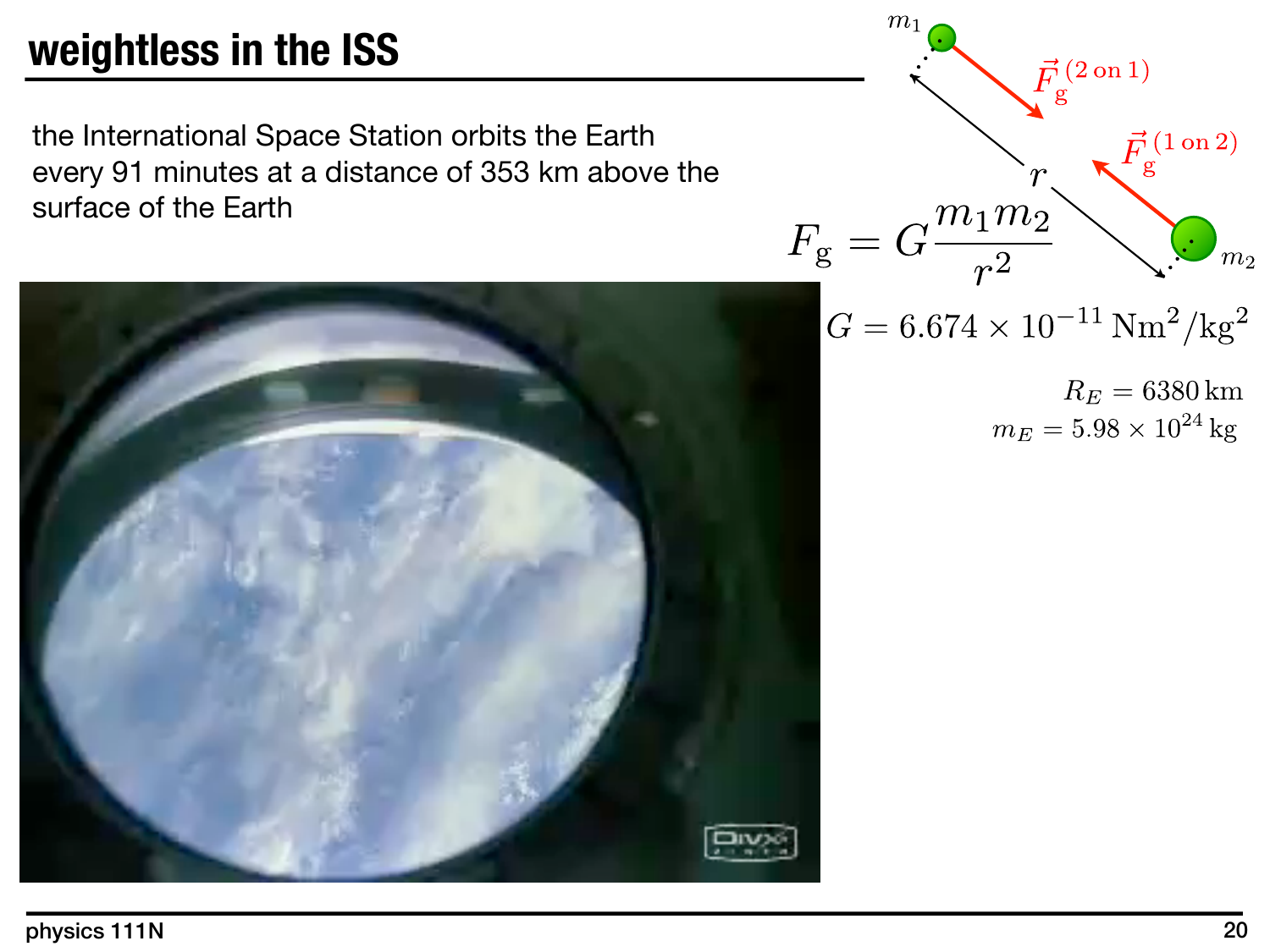# weightless in the ISS

the International Space Station orbits the Earth every 91 minutes at a distance of 353 km above the surface of the Earth

$m_1$

$\vec{F}_g^{(2 \text{ on } 1)}$

$r$

$\vec{F}_g^{(1 \text{ on } 2)}$

$m_2$

$$F_g = G\frac{m_1 m_2}{r^2}$$

$$G = 6.674 \times 10^{-11}\ \text{Nm}^2/\text{kg}^2$$

$$R_E = 6380\,\text{km}$$

$$m_E = 5.98 \times 10^{24}\,\text{kg}$$

physics 111N